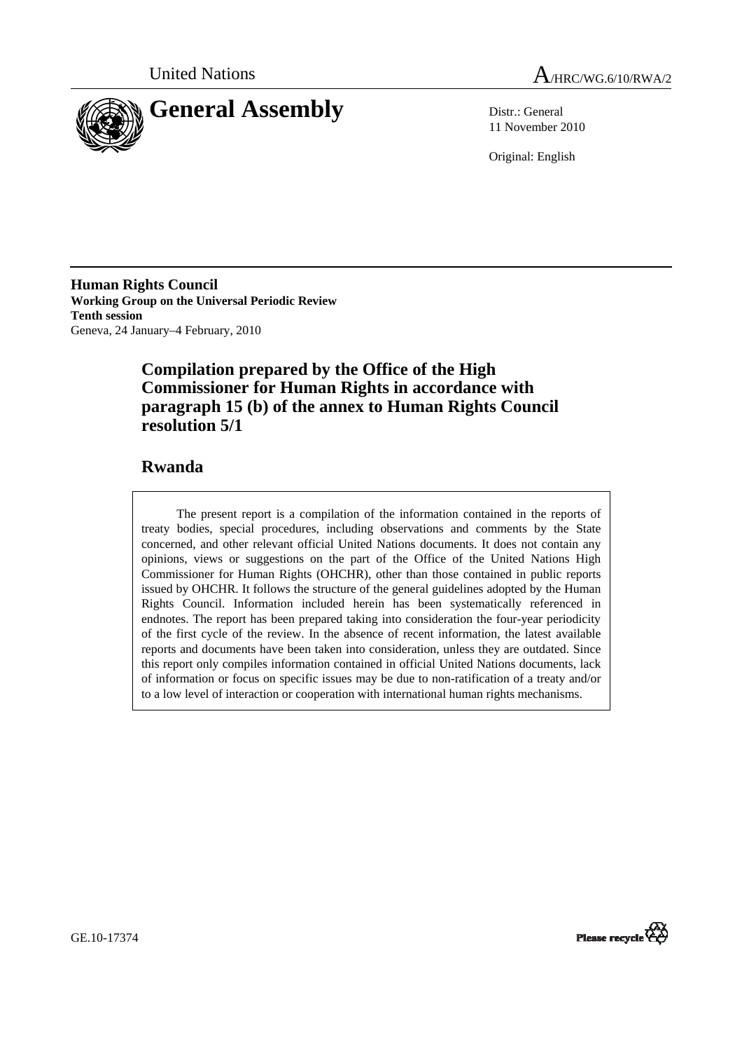United Nations A/HRC/WG.6/10/RWA/2

# General Assembly

Distr.: General
11 November 2010

Original: English

**Human Rights Council**
**Working Group on the Universal Periodic Review**
**Tenth session**
Geneva, 24 January–4 February, 2010

## Compilation prepared by the Office of the High Commissioner for Human Rights in accordance with paragraph 15 (b) of the annex to Human Rights Council resolution 5/1

## Rwanda

The present report is a compilation of the information contained in the reports of treaty bodies, special procedures, including observations and comments by the State concerned, and other relevant official United Nations documents. It does not contain any opinions, views or suggestions on the part of the Office of the United Nations High Commissioner for Human Rights (OHCHR), other than those contained in public reports issued by OHCHR. It follows the structure of the general guidelines adopted by the Human Rights Council. Information included herein has been systematically referenced in endnotes. The report has been prepared taking into consideration the four-year periodicity of the first cycle of the review. In the absence of recent information, the latest available reports and documents have been taken into consideration, unless they are outdated. Since this report only compiles information contained in official United Nations documents, lack of information or focus on specific issues may be due to non-ratification of a treaty and/or to a low level of interaction or cooperation with international human rights mechanisms.

GE.10-17374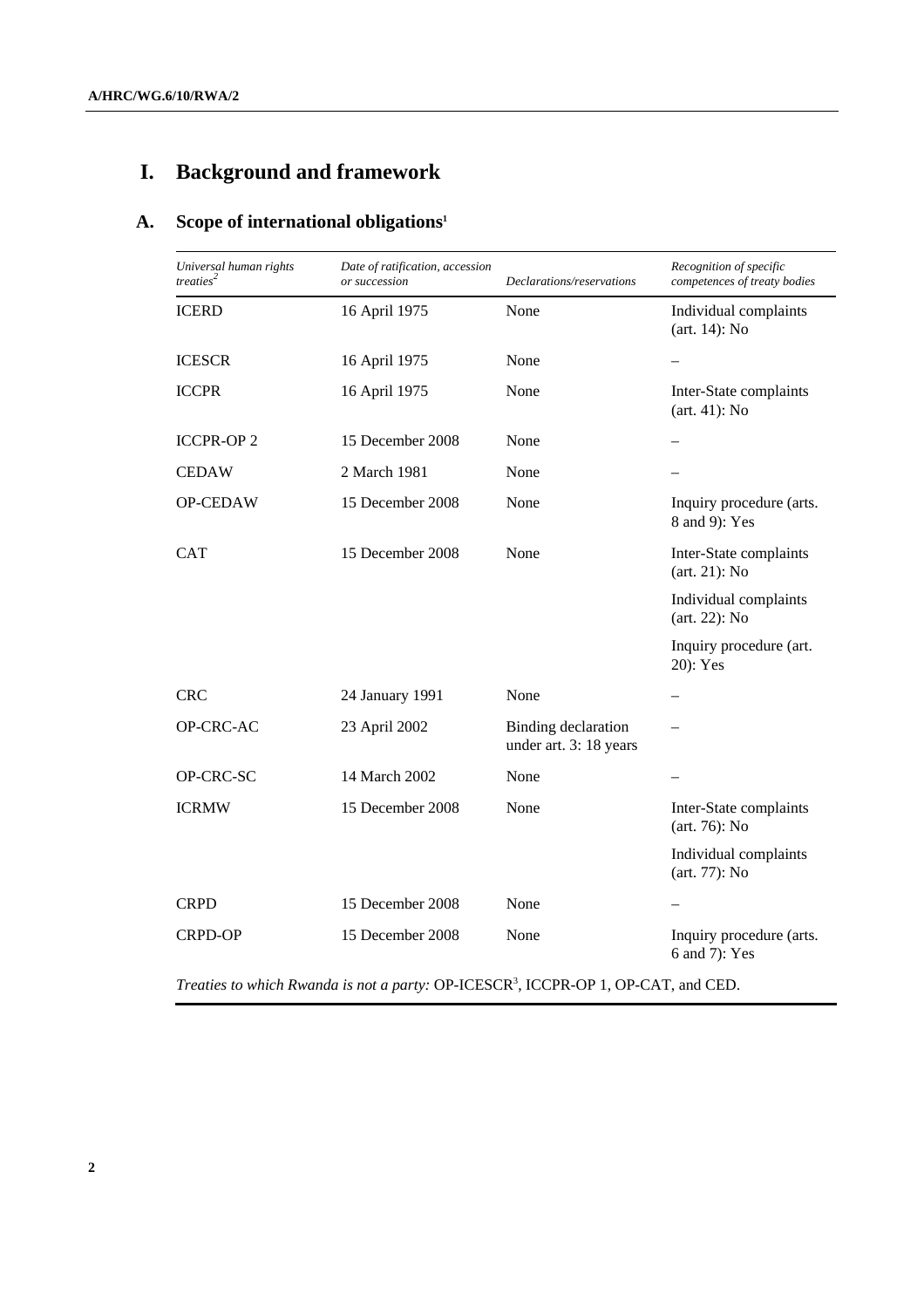# I. Background and framework

## A. Scope of international obligations[1]

| *Universal human rights treaties*[2] | *Date of ratification, accession or succession* | *Declarations/reservations* | *Recognition of specific competences of treaty bodies* |
|---|---|---|---|
| ICERD | 16 April 1975 | None | Individual complaints (art. 14): No |
| ICESCR | 16 April 1975 | None | – |
| ICCPR | 16 April 1975 | None | Inter-State complaints (art. 41): No |
| ICCPR-OP 2 | 15 December 2008 | None | – |
| CEDAW | 2 March 1981 | None | – |
| OP-CEDAW | 15 December 2008 | None | Inquiry procedure (arts. 8 and 9): Yes |
| CAT | 15 December 2008 | None | Inter-State complaints (art. 21): No |
| | | | Individual complaints (art. 22): No |
| | | | Inquiry procedure (art. 20): Yes |
| CRC | 24 January 1991 | None | – |
| OP-CRC-AC | 23 April 2002 | Binding declaration under art. 3: 18 years | – |
| OP-CRC-SC | 14 March 2002 | None | – |
| ICRMW | 15 December 2008 | None | Inter-State complaints (art. 76): No |
| | | | Individual complaints (art. 77): No |
| CRPD | 15 December 2008 | None | – |
| CRPD-OP | 15 December 2008 | None | Inquiry procedure (arts. 6 and 7): Yes |

*Treaties to which Rwanda is not a party:* OP-ICESCR[3], ICCPR-OP 1, OP-CAT, and CED.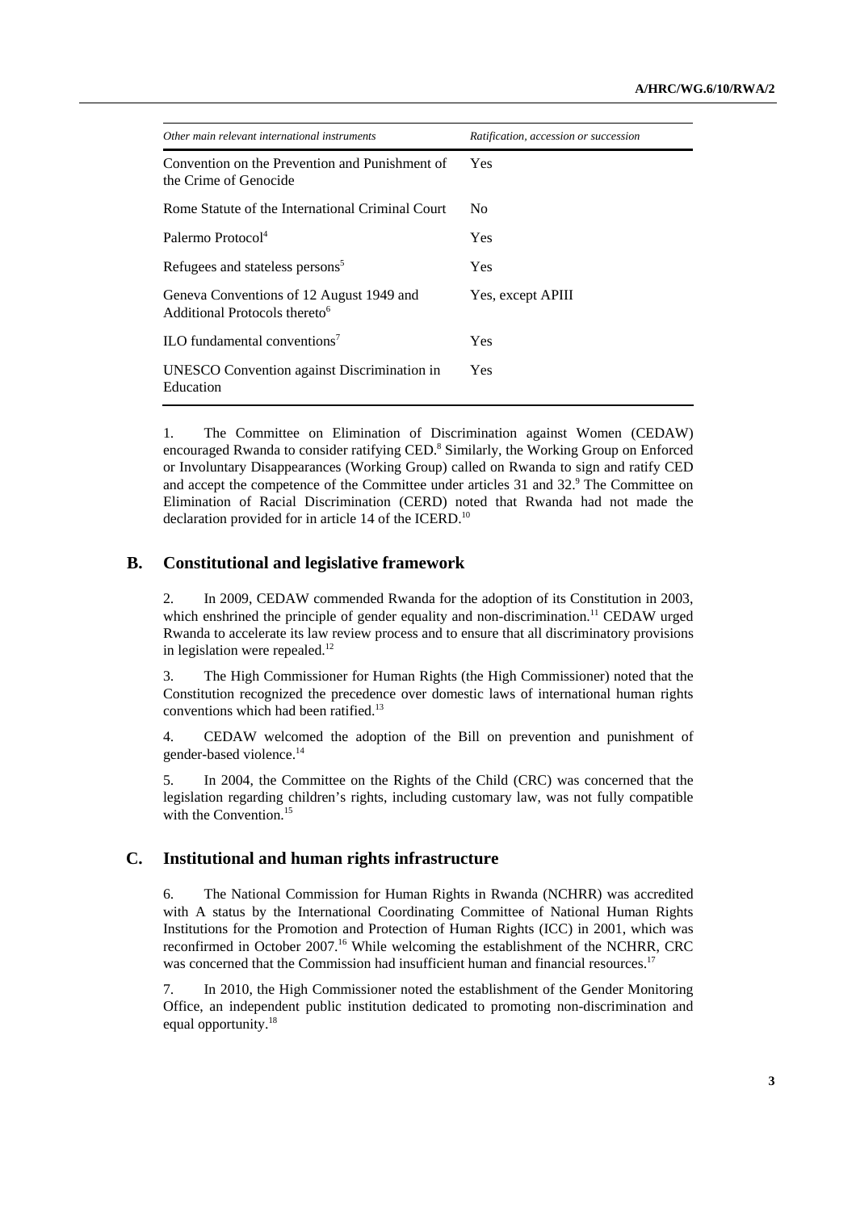| *Other main relevant international instruments* | *Ratification, accession or succession* |
|---|---|
| Convention on the Prevention and Punishment of the Crime of Genocide | Yes |
| Rome Statute of the International Criminal Court | No |
| Palermo Protocol[4] | Yes |
| Refugees and stateless persons[5] | Yes |
| Geneva Conventions of 12 August 1949 and Additional Protocols thereto[6] | Yes, except APIII |
| ILO fundamental conventions[7] | Yes |
| UNESCO Convention against Discrimination in Education | Yes |

1. The Committee on Elimination of Discrimination against Women (CEDAW) encouraged Rwanda to consider ratifying CED.[8] Similarly, the Working Group on Enforced or Involuntary Disappearances (Working Group) called on Rwanda to sign and ratify CED and accept the competence of the Committee under articles 31 and 32.[9] The Committee on Elimination of Racial Discrimination (CERD) noted that Rwanda had not made the declaration provided for in article 14 of the ICERD.[10]

## B. Constitutional and legislative framework

2. In 2009, CEDAW commended Rwanda for the adoption of its Constitution in 2003, which enshrined the principle of gender equality and non-discrimination.[11] CEDAW urged Rwanda to accelerate its law review process and to ensure that all discriminatory provisions in legislation were repealed.[12]

3. The High Commissioner for Human Rights (the High Commissioner) noted that the Constitution recognized the precedence over domestic laws of international human rights conventions which had been ratified.[13]

4. CEDAW welcomed the adoption of the Bill on prevention and punishment of gender-based violence.[14]

5. In 2004, the Committee on the Rights of the Child (CRC) was concerned that the legislation regarding children's rights, including customary law, was not fully compatible with the Convention.[15]

## C. Institutional and human rights infrastructure

6. The National Commission for Human Rights in Rwanda (NCHRR) was accredited with A status by the International Coordinating Committee of National Human Rights Institutions for the Promotion and Protection of Human Rights (ICC) in 2001, which was reconfirmed in October 2007.[16] While welcoming the establishment of the NCHRR, CRC was concerned that the Commission had insufficient human and financial resources.[17]

7. In 2010, the High Commissioner noted the establishment of the Gender Monitoring Office, an independent public institution dedicated to promoting non-discrimination and equal opportunity.[18]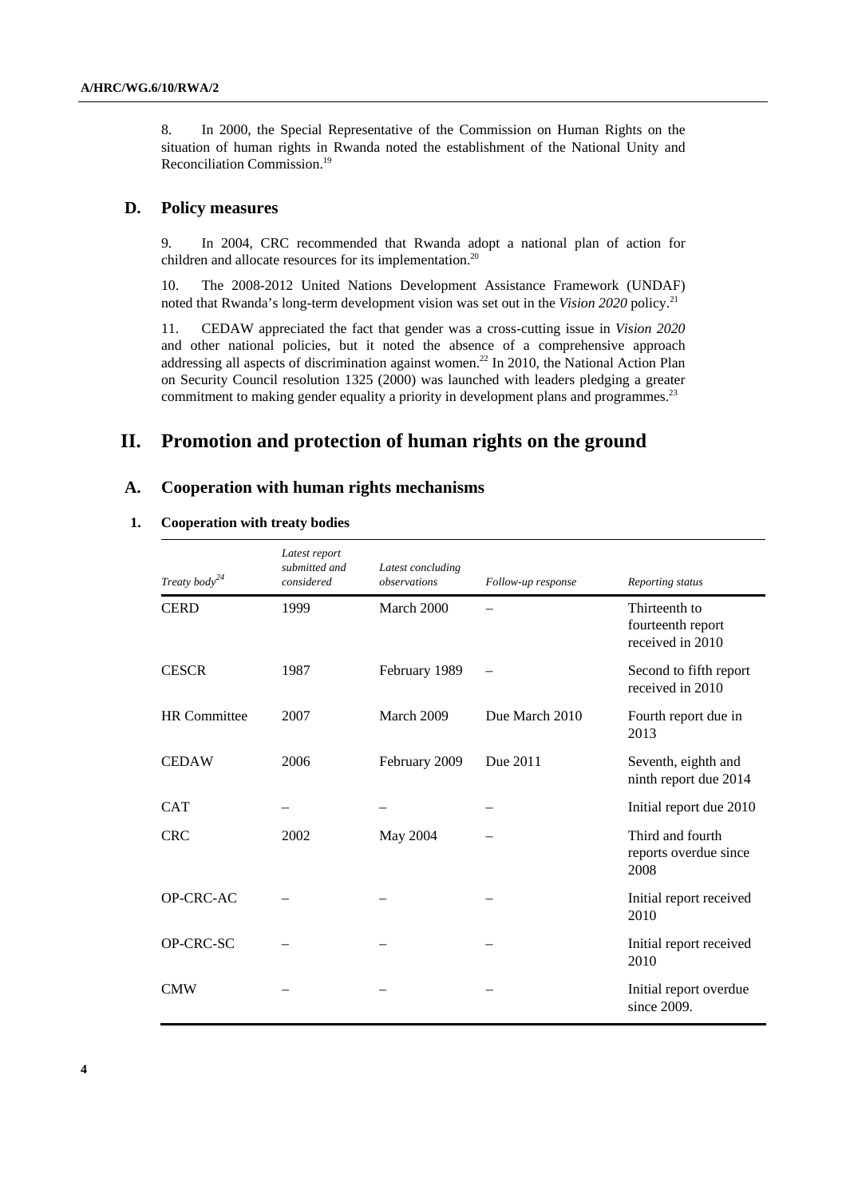8. In 2000, the Special Representative of the Commission on Human Rights on the situation of human rights in Rwanda noted the establishment of the National Unity and Reconciliation Commission.[19]

## D. Policy measures

9. In 2004, CRC recommended that Rwanda adopt a national plan of action for children and allocate resources for its implementation.[20]

10. The 2008-2012 United Nations Development Assistance Framework (UNDAF) noted that Rwanda's long-term development vision was set out in the *Vision 2020* policy.[21]

11. CEDAW appreciated the fact that gender was a cross-cutting issue in *Vision 2020* and other national policies, but it noted the absence of a comprehensive approach addressing all aspects of discrimination against women.[22] In 2010, the National Action Plan on Security Council resolution 1325 (2000) was launched with leaders pledging a greater commitment to making gender equality a priority in development plans and programmes.[23]

# II. Promotion and protection of human rights on the ground

## A. Cooperation with human rights mechanisms

### 1. Cooperation with treaty bodies

| *Treaty body*[24] | *Latest report submitted and considered* | *Latest concluding observations* | *Follow-up response* | *Reporting status* |
|---|---|---|---|---|
| CERD | 1999 | March 2000 | – | Thirteenth to fourteenth report received in 2010 |
| CESCR | 1987 | February 1989 | – | Second to fifth report received in 2010 |
| HR Committee | 2007 | March 2009 | Due March 2010 | Fourth report due in 2013 |
| CEDAW | 2006 | February 2009 | Due 2011 | Seventh, eighth and ninth report due 2014 |
| CAT | – | – | – | Initial report due 2010 |
| CRC | 2002 | May 2004 | – | Third and fourth reports overdue since 2008 |
| OP-CRC-AC | – | – | – | Initial report received 2010 |
| OP-CRC-SC | – | – | – | Initial report received 2010 |
| CMW | – | – | – | Initial report overdue since 2009. |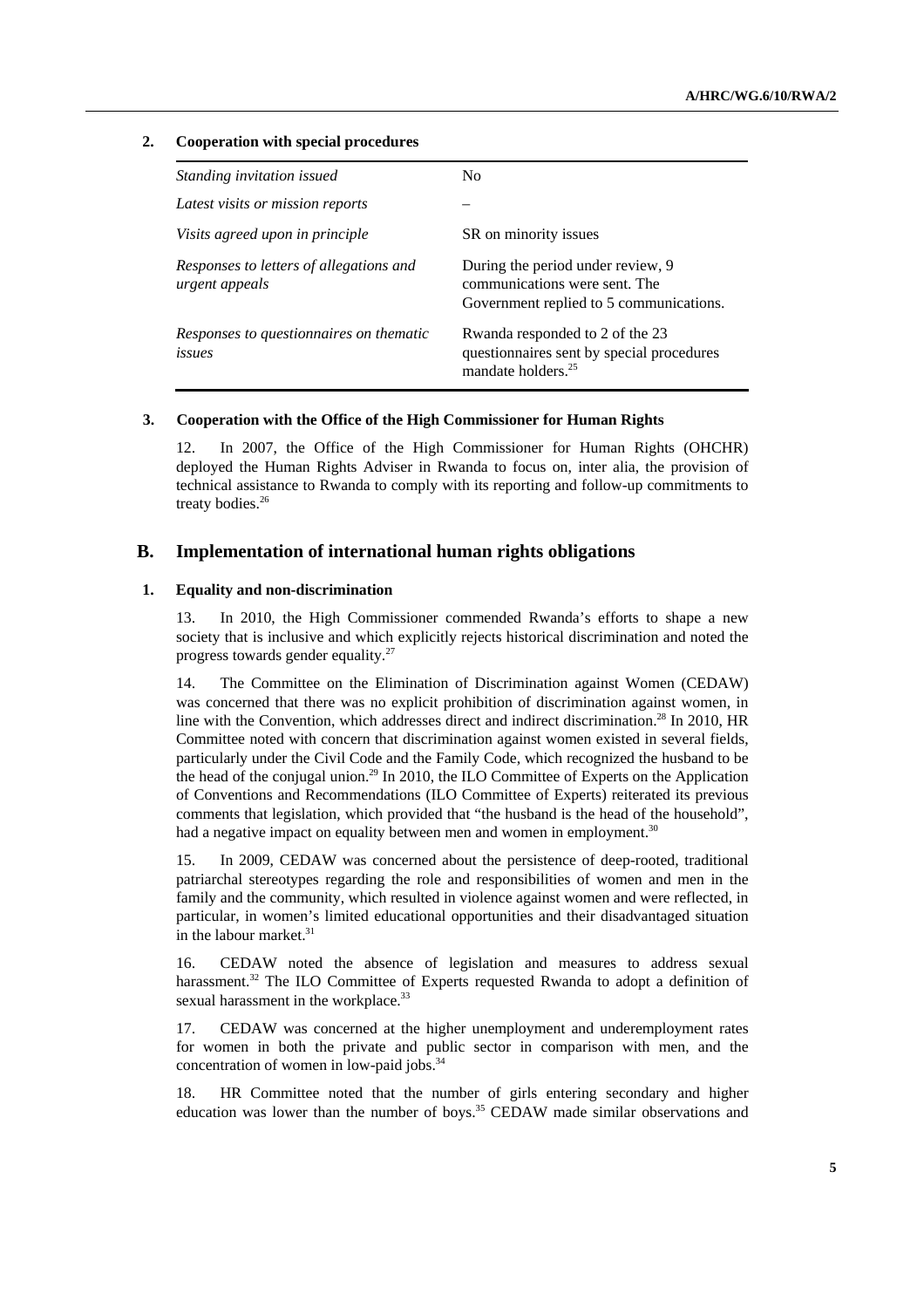### 2. Cooperation with special procedures

| | |
|---|---|
| *Standing invitation issued* | No |
| *Latest visits or mission reports* | – |
| *Visits agreed upon in principle* | SR on minority issues |
| *Responses to letters of allegations and urgent appeals* | During the period under review, 9 communications were sent. The Government replied to 5 communications. |
| *Responses to questionnaires on thematic issues* | Rwanda responded to 2 of the 23 questionnaires sent by special procedures mandate holders.[25] |

### 3. Cooperation with the Office of the High Commissioner for Human Rights

12. In 2007, the Office of the High Commissioner for Human Rights (OHCHR) deployed the Human Rights Adviser in Rwanda to focus on, inter alia, the provision of technical assistance to Rwanda to comply with its reporting and follow-up commitments to treaty bodies.[26]

## B. Implementation of international human rights obligations

### 1. Equality and non-discrimination

13. In 2010, the High Commissioner commended Rwanda's efforts to shape a new society that is inclusive and which explicitly rejects historical discrimination and noted the progress towards gender equality.[27]

14. The Committee on the Elimination of Discrimination against Women (CEDAW) was concerned that there was no explicit prohibition of discrimination against women, in line with the Convention, which addresses direct and indirect discrimination.[28] In 2010, HR Committee noted with concern that discrimination against women existed in several fields, particularly under the Civil Code and the Family Code, which recognized the husband to be the head of the conjugal union.[29] In 2010, the ILO Committee of Experts on the Application of Conventions and Recommendations (ILO Committee of Experts) reiterated its previous comments that legislation, which provided that "the husband is the head of the household", had a negative impact on equality between men and women in employment.[30]

15. In 2009, CEDAW was concerned about the persistence of deep-rooted, traditional patriarchal stereotypes regarding the role and responsibilities of women and men in the family and the community, which resulted in violence against women and were reflected, in particular, in women's limited educational opportunities and their disadvantaged situation in the labour market.[31]

16. CEDAW noted the absence of legislation and measures to address sexual harassment.[32] The ILO Committee of Experts requested Rwanda to adopt a definition of sexual harassment in the workplace.[33]

17. CEDAW was concerned at the higher unemployment and underemployment rates for women in both the private and public sector in comparison with men, and the concentration of women in low-paid jobs.[34]

18. HR Committee noted that the number of girls entering secondary and higher education was lower than the number of boys.[35] CEDAW made similar observations and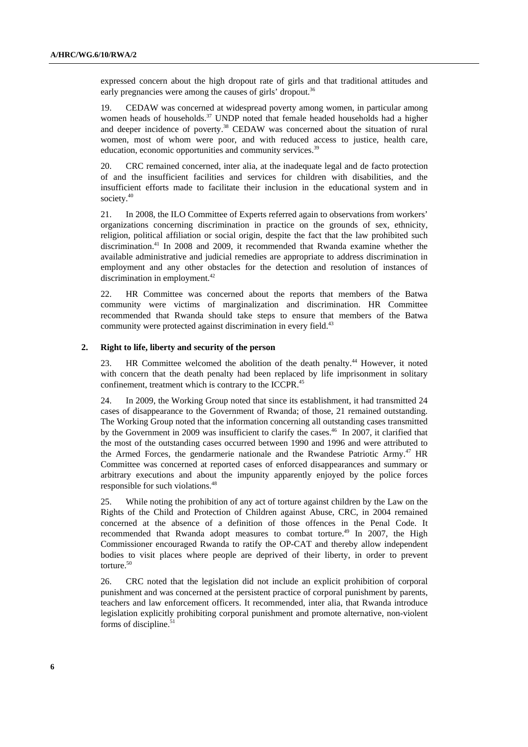expressed concern about the high dropout rate of girls and that traditional attitudes and early pregnancies were among the causes of girls' dropout.[36]

19. CEDAW was concerned at widespread poverty among women, in particular among women heads of households.[37] UNDP noted that female headed households had a higher and deeper incidence of poverty.[38] CEDAW was concerned about the situation of rural women, most of whom were poor, and with reduced access to justice, health care, education, economic opportunities and community services.[39]

20. CRC remained concerned, inter alia, at the inadequate legal and de facto protection of and the insufficient facilities and services for children with disabilities, and the insufficient efforts made to facilitate their inclusion in the educational system and in society.[40]

21. In 2008, the ILO Committee of Experts referred again to observations from workers' organizations concerning discrimination in practice on the grounds of sex, ethnicity, religion, political affiliation or social origin, despite the fact that the law prohibited such discrimination.[41] In 2008 and 2009, it recommended that Rwanda examine whether the available administrative and judicial remedies are appropriate to address discrimination in employment and any other obstacles for the detection and resolution of instances of discrimination in employment.[42]

22. HR Committee was concerned about the reports that members of the Batwa community were victims of marginalization and discrimination. HR Committee recommended that Rwanda should take steps to ensure that members of the Batwa community were protected against discrimination in every field.[43]

### 2. Right to life, liberty and security of the person

23. HR Committee welcomed the abolition of the death penalty.[44] However, it noted with concern that the death penalty had been replaced by life imprisonment in solitary confinement, treatment which is contrary to the ICCPR.[45]

24. In 2009, the Working Group noted that since its establishment, it had transmitted 24 cases of disappearance to the Government of Rwanda; of those, 21 remained outstanding. The Working Group noted that the information concerning all outstanding cases transmitted by the Government in 2009 was insufficient to clarify the cases.[46] In 2007, it clarified that the most of the outstanding cases occurred between 1990 and 1996 and were attributed to the Armed Forces, the gendarmerie nationale and the Rwandese Patriotic Army.[47] HR Committee was concerned at reported cases of enforced disappearances and summary or arbitrary executions and about the impunity apparently enjoyed by the police forces responsible for such violations.[48]

25. While noting the prohibition of any act of torture against children by the Law on the Rights of the Child and Protection of Children against Abuse, CRC, in 2004 remained concerned at the absence of a definition of those offences in the Penal Code. It recommended that Rwanda adopt measures to combat torture.[49] In 2007, the High Commissioner encouraged Rwanda to ratify the OP-CAT and thereby allow independent bodies to visit places where people are deprived of their liberty, in order to prevent torture.[50]

26. CRC noted that the legislation did not include an explicit prohibition of corporal punishment and was concerned at the persistent practice of corporal punishment by parents, teachers and law enforcement officers. It recommended, inter alia, that Rwanda introduce legislation explicitly prohibiting corporal punishment and promote alternative, non-violent forms of discipline.[51]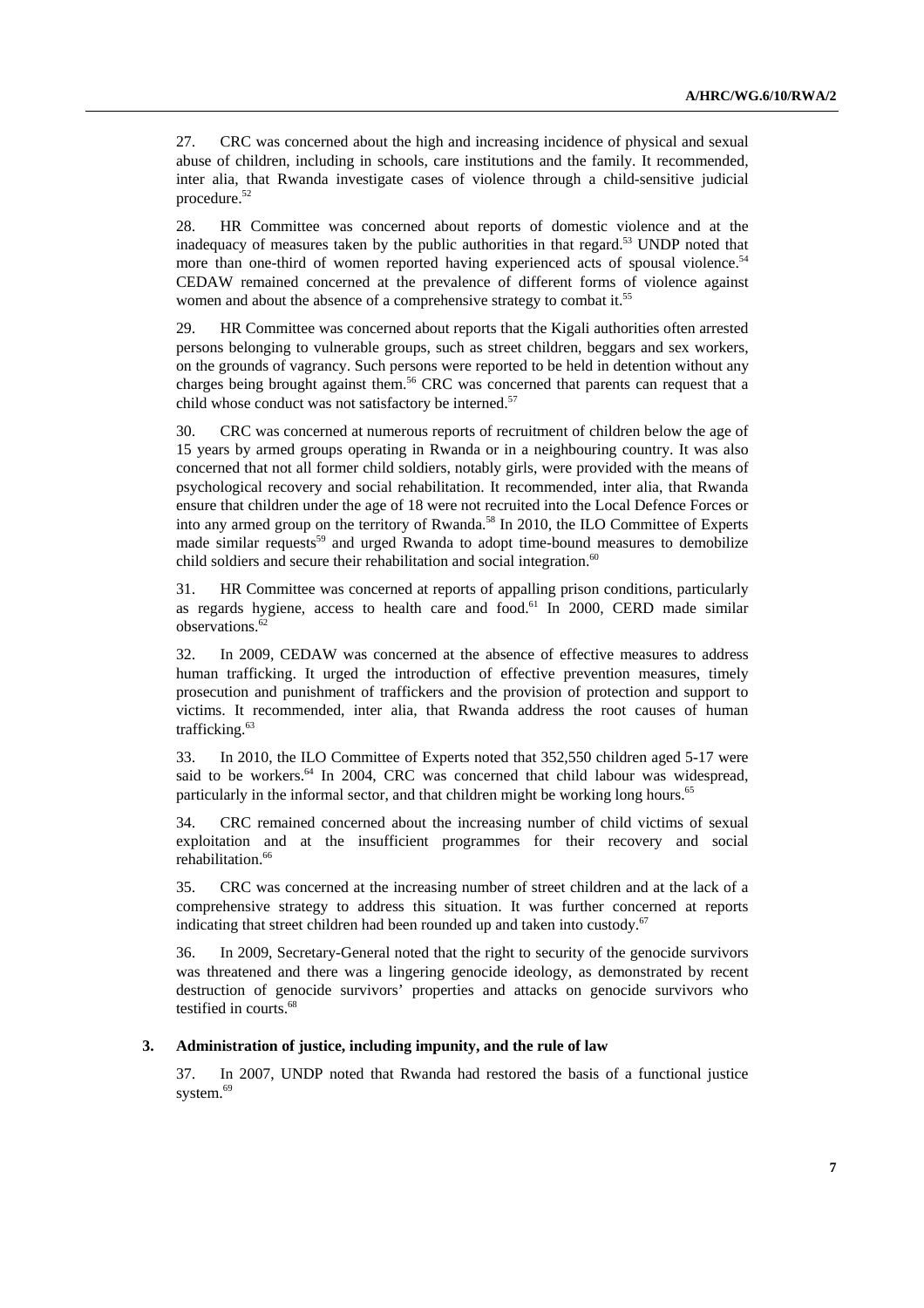27. CRC was concerned about the high and increasing incidence of physical and sexual abuse of children, including in schools, care institutions and the family. It recommended, inter alia, that Rwanda investigate cases of violence through a child-sensitive judicial procedure.[52]

28. HR Committee was concerned about reports of domestic violence and at the inadequacy of measures taken by the public authorities in that regard.[53] UNDP noted that more than one-third of women reported having experienced acts of spousal violence.[54] CEDAW remained concerned at the prevalence of different forms of violence against women and about the absence of a comprehensive strategy to combat it.[55]

29. HR Committee was concerned about reports that the Kigali authorities often arrested persons belonging to vulnerable groups, such as street children, beggars and sex workers, on the grounds of vagrancy. Such persons were reported to be held in detention without any charges being brought against them.[56] CRC was concerned that parents can request that a child whose conduct was not satisfactory be interned.[57]

30. CRC was concerned at numerous reports of recruitment of children below the age of 15 years by armed groups operating in Rwanda or in a neighbouring country. It was also concerned that not all former child soldiers, notably girls, were provided with the means of psychological recovery and social rehabilitation. It recommended, inter alia, that Rwanda ensure that children under the age of 18 were not recruited into the Local Defence Forces or into any armed group on the territory of Rwanda.[58] In 2010, the ILO Committee of Experts made similar requests[59] and urged Rwanda to adopt time-bound measures to demobilize child soldiers and secure their rehabilitation and social integration.[60]

31. HR Committee was concerned at reports of appalling prison conditions, particularly as regards hygiene, access to health care and food.[61] In 2000, CERD made similar observations.[62]

32. In 2009, CEDAW was concerned at the absence of effective measures to address human trafficking. It urged the introduction of effective prevention measures, timely prosecution and punishment of traffickers and the provision of protection and support to victims. It recommended, inter alia, that Rwanda address the root causes of human trafficking.[63]

33. In 2010, the ILO Committee of Experts noted that 352,550 children aged 5-17 were said to be workers.[64] In 2004, CRC was concerned that child labour was widespread, particularly in the informal sector, and that children might be working long hours.[65]

34. CRC remained concerned about the increasing number of child victims of sexual exploitation and at the insufficient programmes for their recovery and social rehabilitation.[66]

35. CRC was concerned at the increasing number of street children and at the lack of a comprehensive strategy to address this situation. It was further concerned at reports indicating that street children had been rounded up and taken into custody.[67]

36. In 2009, Secretary-General noted that the right to security of the genocide survivors was threatened and there was a lingering genocide ideology, as demonstrated by recent destruction of genocide survivors' properties and attacks on genocide survivors who testified in courts.[68]

### 3. Administration of justice, including impunity, and the rule of law

37. In 2007, UNDP noted that Rwanda had restored the basis of a functional justice system.[69]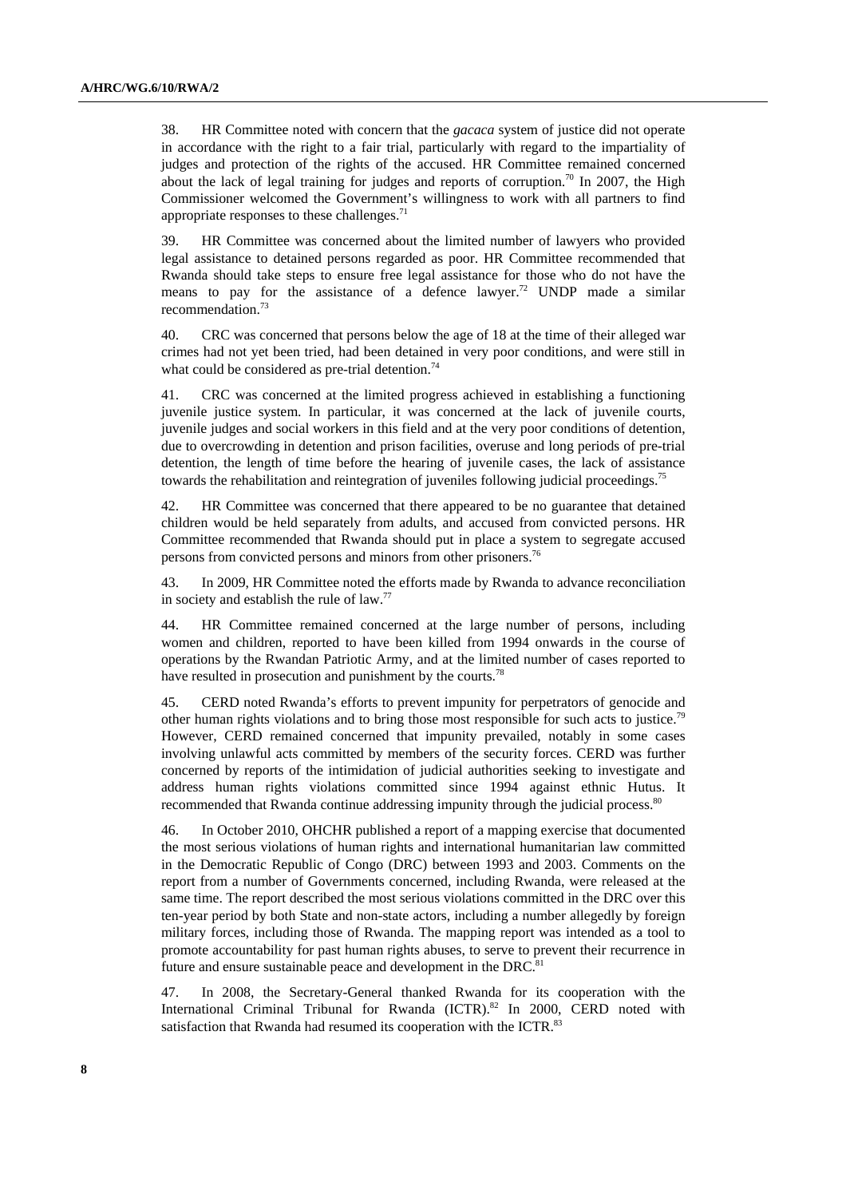38. HR Committee noted with concern that the *gacaca* system of justice did not operate in accordance with the right to a fair trial, particularly with regard to the impartiality of judges and protection of the rights of the accused. HR Committee remained concerned about the lack of legal training for judges and reports of corruption.[70] In 2007, the High Commissioner welcomed the Government's willingness to work with all partners to find appropriate responses to these challenges.[71]

39. HR Committee was concerned about the limited number of lawyers who provided legal assistance to detained persons regarded as poor. HR Committee recommended that Rwanda should take steps to ensure free legal assistance for those who do not have the means to pay for the assistance of a defence lawyer.[72] UNDP made a similar recommendation.[73]

40. CRC was concerned that persons below the age of 18 at the time of their alleged war crimes had not yet been tried, had been detained in very poor conditions, and were still in what could be considered as pre-trial detention.[74]

41. CRC was concerned at the limited progress achieved in establishing a functioning juvenile justice system. In particular, it was concerned at the lack of juvenile courts, juvenile judges and social workers in this field and at the very poor conditions of detention, due to overcrowding in detention and prison facilities, overuse and long periods of pre-trial detention, the length of time before the hearing of juvenile cases, the lack of assistance towards the rehabilitation and reintegration of juveniles following judicial proceedings.[75]

42. HR Committee was concerned that there appeared to be no guarantee that detained children would be held separately from adults, and accused from convicted persons. HR Committee recommended that Rwanda should put in place a system to segregate accused persons from convicted persons and minors from other prisoners.[76]

43. In 2009, HR Committee noted the efforts made by Rwanda to advance reconciliation in society and establish the rule of law.[77]

44. HR Committee remained concerned at the large number of persons, including women and children, reported to have been killed from 1994 onwards in the course of operations by the Rwandan Patriotic Army, and at the limited number of cases reported to have resulted in prosecution and punishment by the courts.[78]

45. CERD noted Rwanda's efforts to prevent impunity for perpetrators of genocide and other human rights violations and to bring those most responsible for such acts to justice.[79] However, CERD remained concerned that impunity prevailed, notably in some cases involving unlawful acts committed by members of the security forces. CERD was further concerned by reports of the intimidation of judicial authorities seeking to investigate and address human rights violations committed since 1994 against ethnic Hutus. It recommended that Rwanda continue addressing impunity through the judicial process.[80]

46. In October 2010, OHCHR published a report of a mapping exercise that documented the most serious violations of human rights and international humanitarian law committed in the Democratic Republic of Congo (DRC) between 1993 and 2003. Comments on the report from a number of Governments concerned, including Rwanda, were released at the same time. The report described the most serious violations committed in the DRC over this ten-year period by both State and non-state actors, including a number allegedly by foreign military forces, including those of Rwanda. The mapping report was intended as a tool to promote accountability for past human rights abuses, to serve to prevent their recurrence in future and ensure sustainable peace and development in the DRC.[81]

47. In 2008, the Secretary-General thanked Rwanda for its cooperation with the International Criminal Tribunal for Rwanda (ICTR).[82] In 2000, CERD noted with satisfaction that Rwanda had resumed its cooperation with the ICTR.[83]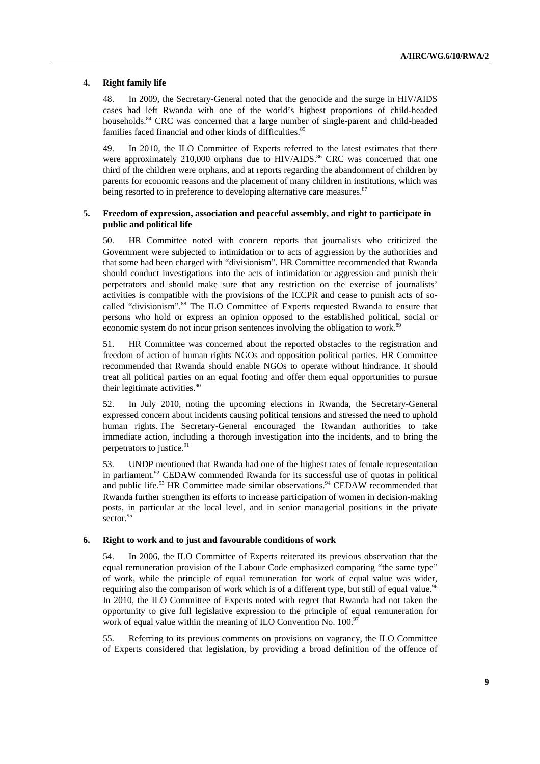### 4. Right family life

48. In 2009, the Secretary-General noted that the genocide and the surge in HIV/AIDS cases had left Rwanda with one of the world's highest proportions of child-headed households.[84] CRC was concerned that a large number of single-parent and child-headed families faced financial and other kinds of difficulties.[85]

49. In 2010, the ILO Committee of Experts referred to the latest estimates that there were approximately 210,000 orphans due to HIV/AIDS.[86] CRC was concerned that one third of the children were orphans, and at reports regarding the abandonment of children by parents for economic reasons and the placement of many children in institutions, which was being resorted to in preference to developing alternative care measures.[87]

### 5. Freedom of expression, association and peaceful assembly, and right to participate in public and political life

50. HR Committee noted with concern reports that journalists who criticized the Government were subjected to intimidation or to acts of aggression by the authorities and that some had been charged with "divisionism". HR Committee recommended that Rwanda should conduct investigations into the acts of intimidation or aggression and punish their perpetrators and should make sure that any restriction on the exercise of journalists' activities is compatible with the provisions of the ICCPR and cease to punish acts of so-called "divisionism".[88] The ILO Committee of Experts requested Rwanda to ensure that persons who hold or express an opinion opposed to the established political, social or economic system do not incur prison sentences involving the obligation to work.[89]

51. HR Committee was concerned about the reported obstacles to the registration and freedom of action of human rights NGOs and opposition political parties. HR Committee recommended that Rwanda should enable NGOs to operate without hindrance. It should treat all political parties on an equal footing and offer them equal opportunities to pursue their legitimate activities.[90]

52. In July 2010, noting the upcoming elections in Rwanda, the Secretary-General expressed concern about incidents causing political tensions and stressed the need to uphold human rights. The Secretary-General encouraged the Rwandan authorities to take immediate action, including a thorough investigation into the incidents, and to bring the perpetrators to justice.[91]

53. UNDP mentioned that Rwanda had one of the highest rates of female representation in parliament.[92] CEDAW commended Rwanda for its successful use of quotas in political and public life.[93] HR Committee made similar observations.[94] CEDAW recommended that Rwanda further strengthen its efforts to increase participation of women in decision-making posts, in particular at the local level, and in senior managerial positions in the private sector.[95]

### 6. Right to work and to just and favourable conditions of work

54. In 2006, the ILO Committee of Experts reiterated its previous observation that the equal remuneration provision of the Labour Code emphasized comparing "the same type" of work, while the principle of equal remuneration for work of equal value was wider, requiring also the comparison of work which is of a different type, but still of equal value.[96] In 2010, the ILO Committee of Experts noted with regret that Rwanda had not taken the opportunity to give full legislative expression to the principle of equal remuneration for work of equal value within the meaning of ILO Convention No. 100.[97]

55. Referring to its previous comments on provisions on vagrancy, the ILO Committee of Experts considered that legislation, by providing a broad definition of the offence of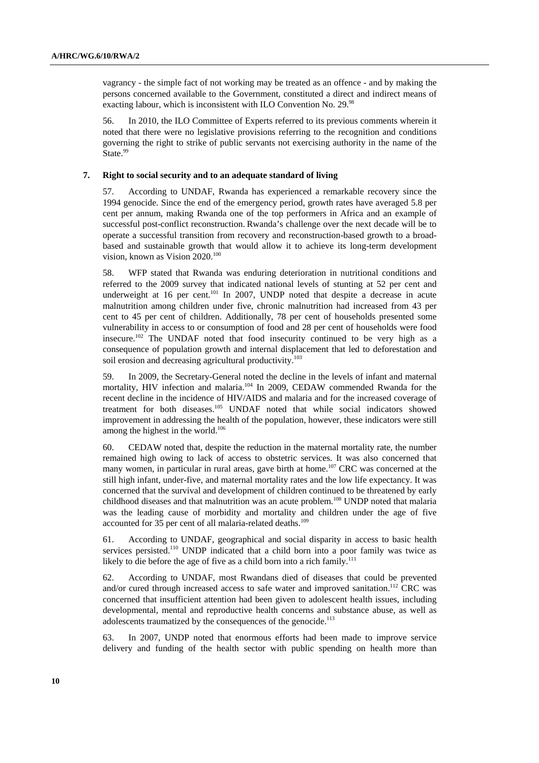vagrancy - the simple fact of not working may be treated as an offence - and by making the persons concerned available to the Government, constituted a direct and indirect means of exacting labour, which is inconsistent with ILO Convention No. 29.[98]

56. In 2010, the ILO Committee of Experts referred to its previous comments wherein it noted that there were no legislative provisions referring to the recognition and conditions governing the right to strike of public servants not exercising authority in the name of the State.[99]

### 7. Right to social security and to an adequate standard of living

57. According to UNDAF, Rwanda has experienced a remarkable recovery since the 1994 genocide. Since the end of the emergency period, growth rates have averaged 5.8 per cent per annum, making Rwanda one of the top performers in Africa and an example of successful post-conflict reconstruction. Rwanda's challenge over the next decade will be to operate a successful transition from recovery and reconstruction-based growth to a broad-based and sustainable growth that would allow it to achieve its long-term development vision, known as Vision 2020.[100]

58. WFP stated that Rwanda was enduring deterioration in nutritional conditions and referred to the 2009 survey that indicated national levels of stunting at 52 per cent and underweight at 16 per cent.[101] In 2007, UNDP noted that despite a decrease in acute malnutrition among children under five, chronic malnutrition had increased from 43 per cent to 45 per cent of children. Additionally, 78 per cent of households presented some vulnerability in access to or consumption of food and 28 per cent of households were food insecure.[102] The UNDAF noted that food insecurity continued to be very high as a consequence of population growth and internal displacement that led to deforestation and soil erosion and decreasing agricultural productivity.[103]

59. In 2009, the Secretary-General noted the decline in the levels of infant and maternal mortality, HIV infection and malaria.[104] In 2009, CEDAW commended Rwanda for the recent decline in the incidence of HIV/AIDS and malaria and for the increased coverage of treatment for both diseases.[105] UNDAF noted that while social indicators showed improvement in addressing the health of the population, however, these indicators were still among the highest in the world.[106]

60. CEDAW noted that, despite the reduction in the maternal mortality rate, the number remained high owing to lack of access to obstetric services. It was also concerned that many women, in particular in rural areas, gave birth at home.[107] CRC was concerned at the still high infant, under-five, and maternal mortality rates and the low life expectancy. It was concerned that the survival and development of children continued to be threatened by early childhood diseases and that malnutrition was an acute problem.[108] UNDP noted that malaria was the leading cause of morbidity and mortality and children under the age of five accounted for 35 per cent of all malaria-related deaths.[109]

61. According to UNDAF, geographical and social disparity in access to basic health services persisted.[110] UNDP indicated that a child born into a poor family was twice as likely to die before the age of five as a child born into a rich family.[111]

62. According to UNDAF, most Rwandans died of diseases that could be prevented and/or cured through increased access to safe water and improved sanitation.[112] CRC was concerned that insufficient attention had been given to adolescent health issues, including developmental, mental and reproductive health concerns and substance abuse, as well as adolescents traumatized by the consequences of the genocide.[113]

63. In 2007, UNDP noted that enormous efforts had been made to improve service delivery and funding of the health sector with public spending on health more than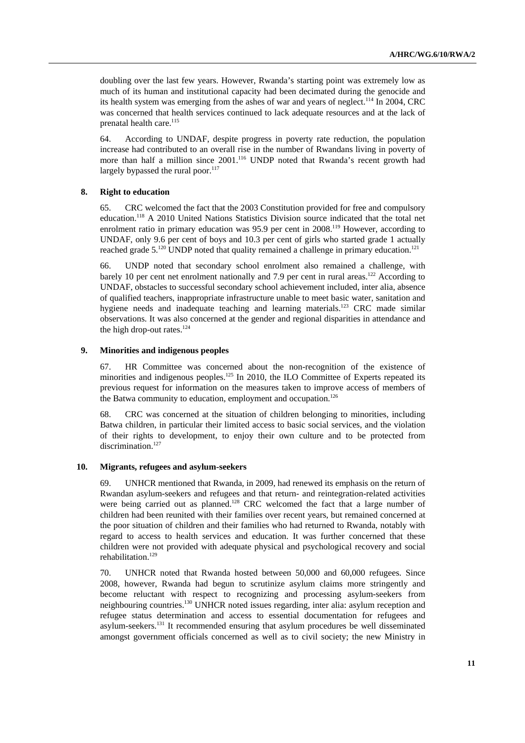doubling over the last few years. However, Rwanda's starting point was extremely low as much of its human and institutional capacity had been decimated during the genocide and its health system was emerging from the ashes of war and years of neglect.[114] In 2004, CRC was concerned that health services continued to lack adequate resources and at the lack of prenatal health care.[115]

64. According to UNDAF, despite progress in poverty rate reduction, the population increase had contributed to an overall rise in the number of Rwandans living in poverty of more than half a million since 2001.[116] UNDP noted that Rwanda's recent growth had largely bypassed the rural poor.[117]

### 8. Right to education

65. CRC welcomed the fact that the 2003 Constitution provided for free and compulsory education.[118] A 2010 United Nations Statistics Division source indicated that the total net enrolment ratio in primary education was 95.9 per cent in 2008.[119] However, according to UNDAF, only 9.6 per cent of boys and 10.3 per cent of girls who started grade 1 actually reached grade 5.[120] UNDP noted that quality remained a challenge in primary education.[121]

66. UNDP noted that secondary school enrolment also remained a challenge, with barely 10 per cent net enrolment nationally and 7.9 per cent in rural areas.[122] According to UNDAF, obstacles to successful secondary school achievement included, inter alia, absence of qualified teachers, inappropriate infrastructure unable to meet basic water, sanitation and hygiene needs and inadequate teaching and learning materials.[123] CRC made similar observations. It was also concerned at the gender and regional disparities in attendance and the high drop-out rates.[124]

### 9. Minorities and indigenous peoples

67. HR Committee was concerned about the non-recognition of the existence of minorities and indigenous peoples.[125] In 2010, the ILO Committee of Experts repeated its previous request for information on the measures taken to improve access of members of the Batwa community to education, employment and occupation.[126]

68. CRC was concerned at the situation of children belonging to minorities, including Batwa children, in particular their limited access to basic social services, and the violation of their rights to development, to enjoy their own culture and to be protected from discrimination.[127]

### 10. Migrants, refugees and asylum-seekers

69. UNHCR mentioned that Rwanda, in 2009, had renewed its emphasis on the return of Rwandan asylum-seekers and refugees and that return- and reintegration-related activities were being carried out as planned.[128] CRC welcomed the fact that a large number of children had been reunited with their families over recent years, but remained concerned at the poor situation of children and their families who had returned to Rwanda, notably with regard to access to health services and education. It was further concerned that these children were not provided with adequate physical and psychological recovery and social rehabilitation.[129]

70. UNHCR noted that Rwanda hosted between 50,000 and 60,000 refugees. Since 2008, however, Rwanda had begun to scrutinize asylum claims more stringently and become reluctant with respect to recognizing and processing asylum-seekers from neighbouring countries.[130] UNHCR noted issues regarding, inter alia: asylum reception and refugee status determination and access to essential documentation for refugees and asylum-seekers.[131] It recommended ensuring that asylum procedures be well disseminated amongst government officials concerned as well as to civil society; the new Ministry in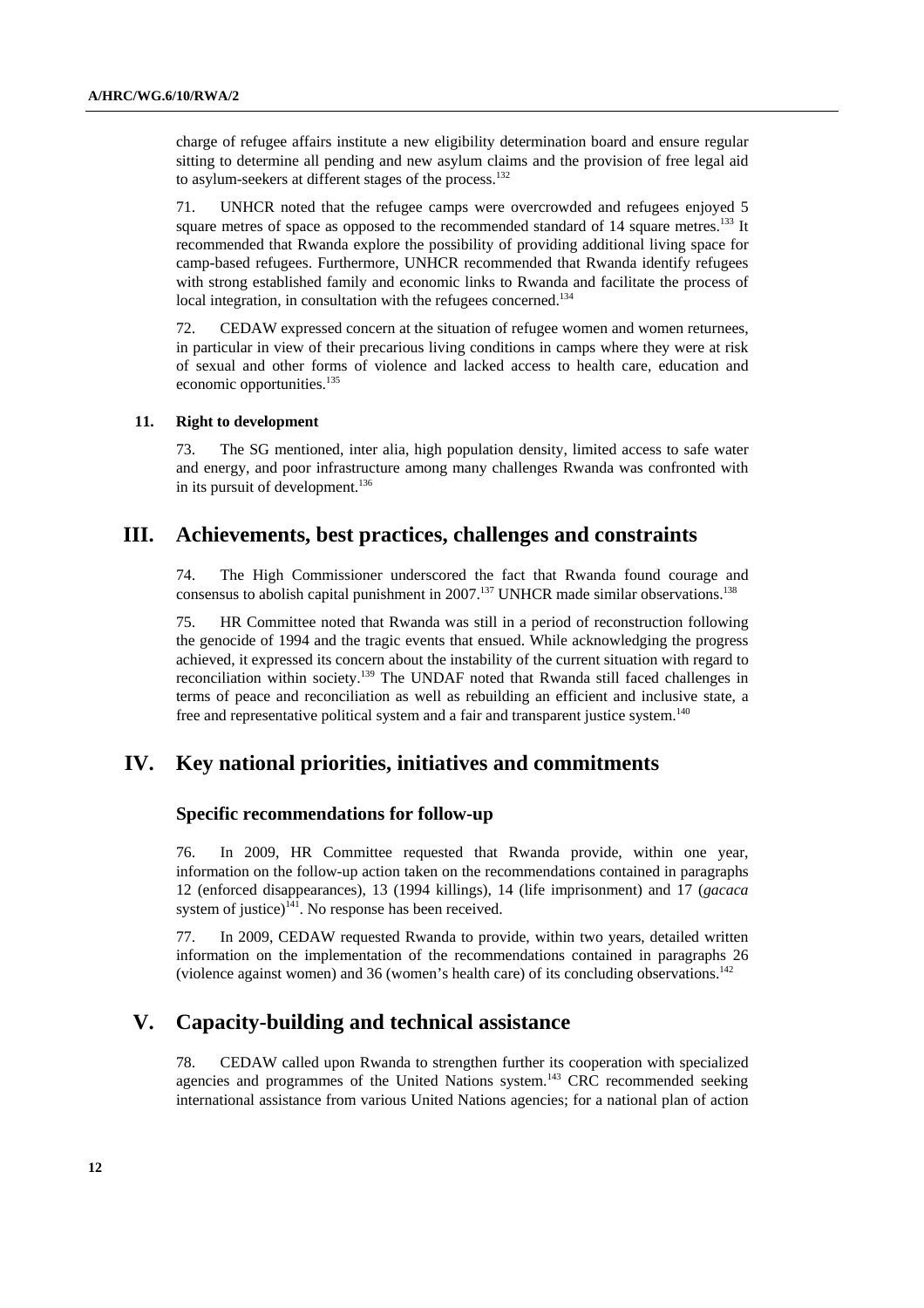charge of refugee affairs institute a new eligibility determination board and ensure regular sitting to determine all pending and new asylum claims and the provision of free legal aid to asylum-seekers at different stages of the process.[132]

71. UNHCR noted that the refugee camps were overcrowded and refugees enjoyed 5 square metres of space as opposed to the recommended standard of 14 square metres.[133] It recommended that Rwanda explore the possibility of providing additional living space for camp-based refugees. Furthermore, UNHCR recommended that Rwanda identify refugees with strong established family and economic links to Rwanda and facilitate the process of local integration, in consultation with the refugees concerned.[134]

72. CEDAW expressed concern at the situation of refugee women and women returnees, in particular in view of their precarious living conditions in camps where they were at risk of sexual and other forms of violence and lacked access to health care, education and economic opportunities.[135]

### 11. Right to development

73. The SG mentioned, inter alia, high population density, limited access to safe water and energy, and poor infrastructure among many challenges Rwanda was confronted with in its pursuit of development.[136]

## III. Achievements, best practices, challenges and constraints

74. The High Commissioner underscored the fact that Rwanda found courage and consensus to abolish capital punishment in 2007.[137] UNHCR made similar observations.[138]

75. HR Committee noted that Rwanda was still in a period of reconstruction following the genocide of 1994 and the tragic events that ensued. While acknowledging the progress achieved, it expressed its concern about the instability of the current situation with regard to reconciliation within society.[139] The UNDAF noted that Rwanda still faced challenges in terms of peace and reconciliation as well as rebuilding an efficient and inclusive state, a free and representative political system and a fair and transparent justice system.[140]

## IV. Key national priorities, initiatives and commitments

### Specific recommendations for follow-up

76. In 2009, HR Committee requested that Rwanda provide, within one year, information on the follow-up action taken on the recommendations contained in paragraphs 12 (enforced disappearances), 13 (1994 killings), 14 (life imprisonment) and 17 (*gacaca* system of justice)[141]. No response has been received.

77. In 2009, CEDAW requested Rwanda to provide, within two years, detailed written information on the implementation of the recommendations contained in paragraphs 26 (violence against women) and 36 (women's health care) of its concluding observations.[142]

## V. Capacity-building and technical assistance

78. CEDAW called upon Rwanda to strengthen further its cooperation with specialized agencies and programmes of the United Nations system.[143] CRC recommended seeking international assistance from various United Nations agencies; for a national plan of action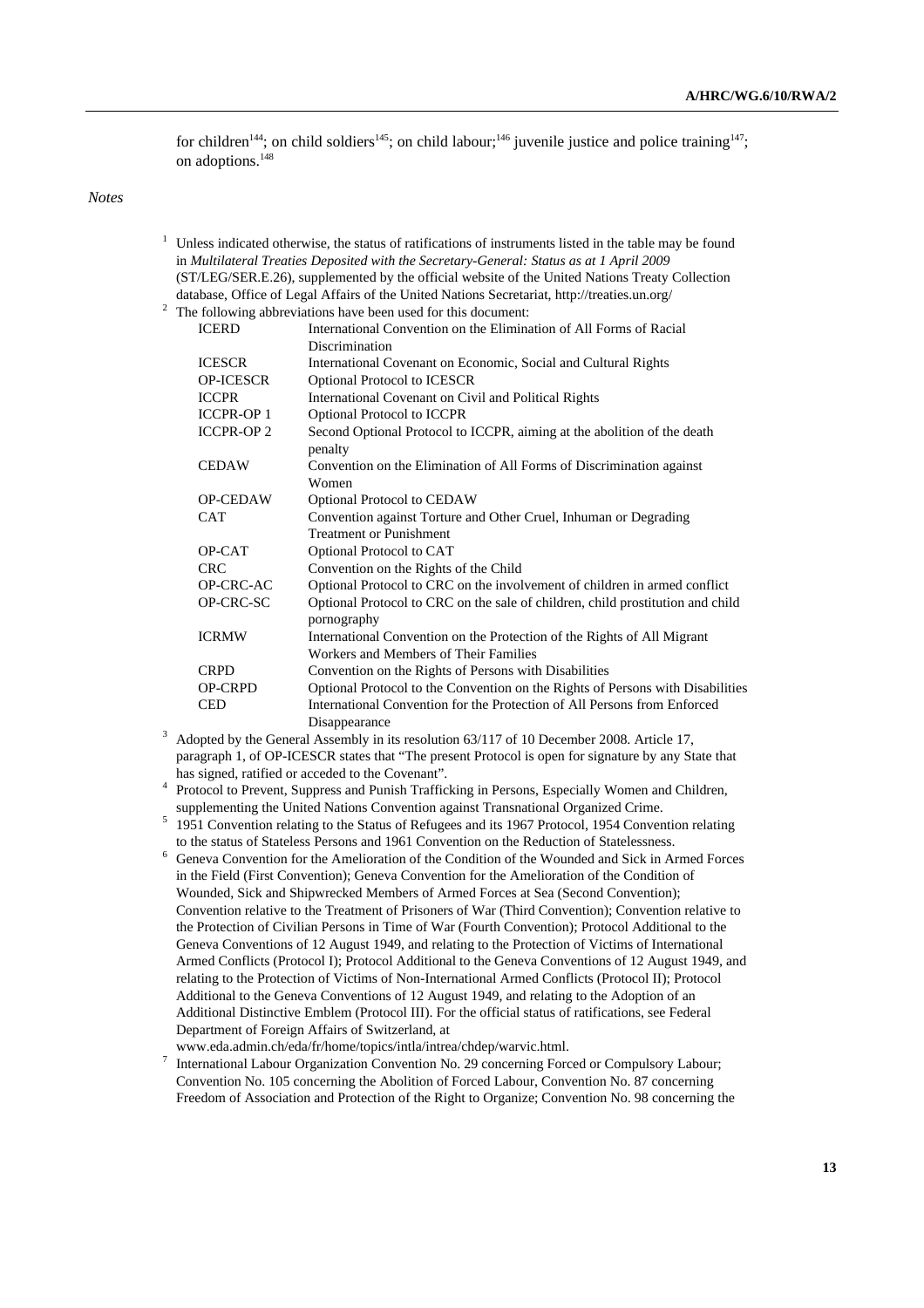for children[144]; on child soldiers[145]; on child labour;[146] juvenile justice and police training[147]; on adoptions.[148]

*Notes*

[1] Unless indicated otherwise, the status of ratifications of instruments listed in the table may be found in *Multilateral Treaties Deposited with the Secretary-General: Status as at 1 April 2009* (ST/LEG/SER.E.26), supplemented by the official website of the United Nations Treaty Collection database, Office of Legal Affairs of the United Nations Secretariat, http://treaties.un.org/

[2] The following abbreviations have been used for this document:

| | |
|---|---|
| ICERD | International Convention on the Elimination of All Forms of Racial Discrimination |
| ICESCR | International Covenant on Economic, Social and Cultural Rights |
| OP-ICESCR | Optional Protocol to ICESCR |
| ICCPR | International Covenant on Civil and Political Rights |
| ICCPR-OP 1 | Optional Protocol to ICCPR |
| ICCPR-OP 2 | Second Optional Protocol to ICCPR, aiming at the abolition of the death penalty |
| CEDAW | Convention on the Elimination of All Forms of Discrimination against Women |
| OP-CEDAW | Optional Protocol to CEDAW |
| CAT | Convention against Torture and Other Cruel, Inhuman or Degrading Treatment or Punishment |
| OP-CAT | Optional Protocol to CAT |
| CRC | Convention on the Rights of the Child |
| OP-CRC-AC | Optional Protocol to CRC on the involvement of children in armed conflict |
| OP-CRC-SC | Optional Protocol to CRC on the sale of children, child prostitution and child pornography |
| ICRMW | International Convention on the Protection of the Rights of All Migrant Workers and Members of Their Families |
| CRPD | Convention on the Rights of Persons with Disabilities |
| OP-CRPD | Optional Protocol to the Convention on the Rights of Persons with Disabilities |
| CED | International Convention for the Protection of All Persons from Enforced Disappearance |

[3] Adopted by the General Assembly in its resolution 63/117 of 10 December 2008. Article 17, paragraph 1, of OP-ICESCR states that "The present Protocol is open for signature by any State that has signed, ratified or acceded to the Covenant".

[4] Protocol to Prevent, Suppress and Punish Trafficking in Persons, Especially Women and Children, supplementing the United Nations Convention against Transnational Organized Crime.

[5] 1951 Convention relating to the Status of Refugees and its 1967 Protocol, 1954 Convention relating to the status of Stateless Persons and 1961 Convention on the Reduction of Statelessness.

[6] Geneva Convention for the Amelioration of the Condition of the Wounded and Sick in Armed Forces in the Field (First Convention); Geneva Convention for the Amelioration of the Condition of Wounded, Sick and Shipwrecked Members of Armed Forces at Sea (Second Convention); Convention relative to the Treatment of Prisoners of War (Third Convention); Convention relative to the Protection of Civilian Persons in Time of War (Fourth Convention); Protocol Additional to the Geneva Conventions of 12 August 1949, and relating to the Protection of Victims of International Armed Conflicts (Protocol I); Protocol Additional to the Geneva Conventions of 12 August 1949, and relating to the Protection of Victims of Non-International Armed Conflicts (Protocol II); Protocol Additional to the Geneva Conventions of 12 August 1949, and relating to the Adoption of an Additional Distinctive Emblem (Protocol III). For the official status of ratifications, see Federal Department of Foreign Affairs of Switzerland, at www.eda.admin.ch/eda/fr/home/topics/intla/intrea/chdep/warvic.html.

[7] International Labour Organization Convention No. 29 concerning Forced or Compulsory Labour; Convention No. 105 concerning the Abolition of Forced Labour, Convention No. 87 concerning Freedom of Association and Protection of the Right to Organize; Convention No. 98 concerning the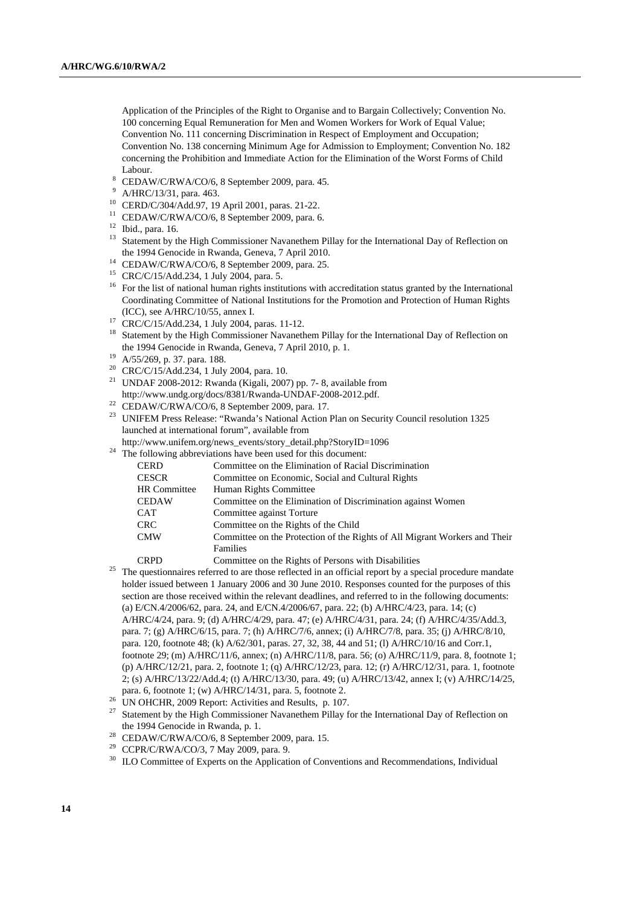Application of the Principles of the Right to Organise and to Bargain Collectively; Convention No. 100 concerning Equal Remuneration for Men and Women Workers for Work of Equal Value; Convention No. 111 concerning Discrimination in Respect of Employment and Occupation; Convention No. 138 concerning Minimum Age for Admission to Employment; Convention No. 182 concerning the Prohibition and Immediate Action for the Elimination of the Worst Forms of Child Labour.

[8] CEDAW/C/RWA/CO/6, 8 September 2009, para. 45.

[9] A/HRC/13/31, para. 463.

[10] CERD/C/304/Add.97, 19 April 2001, paras. 21-22.

[11] CEDAW/C/RWA/CO/6, 8 September 2009, para. 6.

[12] Ibid., para. 16.

[13] Statement by the High Commissioner Navanethem Pillay for the International Day of Reflection on the 1994 Genocide in Rwanda, Geneva, 7 April 2010.

[14] CEDAW/C/RWA/CO/6, 8 September 2009, para. 25.

[15] CRC/C/15/Add.234, 1 July 2004, para. 5.

[16] For the list of national human rights institutions with accreditation status granted by the International Coordinating Committee of National Institutions for the Promotion and Protection of Human Rights (ICC), see A/HRC/10/55, annex I.

[17] CRC/C/15/Add.234, 1 July 2004, paras. 11-12.

[18] Statement by the High Commissioner Navanethem Pillay for the International Day of Reflection on the 1994 Genocide in Rwanda, Geneva, 7 April 2010, p. 1.

[19] A/55/269, p. 37. para. 188.

[20] CRC/C/15/Add.234, 1 July 2004, para. 10.

[21] UNDAF 2008-2012: Rwanda (Kigali, 2007) pp. 7- 8, available from http://www.undg.org/docs/8381/Rwanda-UNDAF-2008-2012.pdf.

[22] CEDAW/C/RWA/CO/6, 8 September 2009, para. 17.

[23] UNIFEM Press Release: "Rwanda's National Action Plan on Security Council resolution 1325 launched at international forum", available from http://www.unifem.org/news_events/story_detail.php?StoryID=1096

[24] The following abbreviations have been used for this document:

| | |
|---|---|
| CERD | Committee on the Elimination of Racial Discrimination |
| CESCR | Committee on Economic, Social and Cultural Rights |
| HR Committee | Human Rights Committee |
| CEDAW | Committee on the Elimination of Discrimination against Women |
| CAT | Committee against Torture |
| CRC | Committee on the Rights of the Child |
| CMW | Committee on the Protection of the Rights of All Migrant Workers and Their Families |
| CRPD | Committee on the Rights of Persons with Disabilities |

[25] The questionnaires referred to are those reflected in an official report by a special procedure mandate holder issued between 1 January 2006 and 30 June 2010. Responses counted for the purposes of this section are those received within the relevant deadlines, and referred to in the following documents: (a) E/CN.4/2006/62, para. 24, and E/CN.4/2006/67, para. 22; (b) A/HRC/4/23, para. 14; (c) A/HRC/4/24, para. 9; (d) A/HRC/4/29, para. 47; (e) A/HRC/4/31, para. 24; (f) A/HRC/4/35/Add.3, para. 7; (g) A/HRC/6/15, para. 7; (h) A/HRC/7/6, annex; (i) A/HRC/7/8, para. 35; (j) A/HRC/8/10, para. 120, footnote 48; (k) A/62/301, paras. 27, 32, 38, 44 and 51; (l) A/HRC/10/16 and Corr.1, footnote 29; (m) A/HRC/11/6, annex; (n) A/HRC/11/8, para. 56; (o) A/HRC/11/9, para. 8, footnote 1; (p) A/HRC/12/21, para. 2, footnote 1; (q) A/HRC/12/23, para. 12; (r) A/HRC/12/31, para. 1, footnote 2; (s) A/HRC/13/22/Add.4; (t) A/HRC/13/30, para. 49; (u) A/HRC/13/42, annex I; (v) A/HRC/14/25, para. 6, footnote 1; (w) A/HRC/14/31, para. 5, footnote 2.

[26] UN OHCHR, 2009 Report: Activities and Results, p. 107.

[27] Statement by the High Commissioner Navanethem Pillay for the International Day of Reflection on the 1994 Genocide in Rwanda, p. 1.

[28] CEDAW/C/RWA/CO/6, 8 September 2009, para. 15.

[29] CCPR/C/RWA/CO/3, 7 May 2009, para. 9.

[30] ILO Committee of Experts on the Application of Conventions and Recommendations, Individual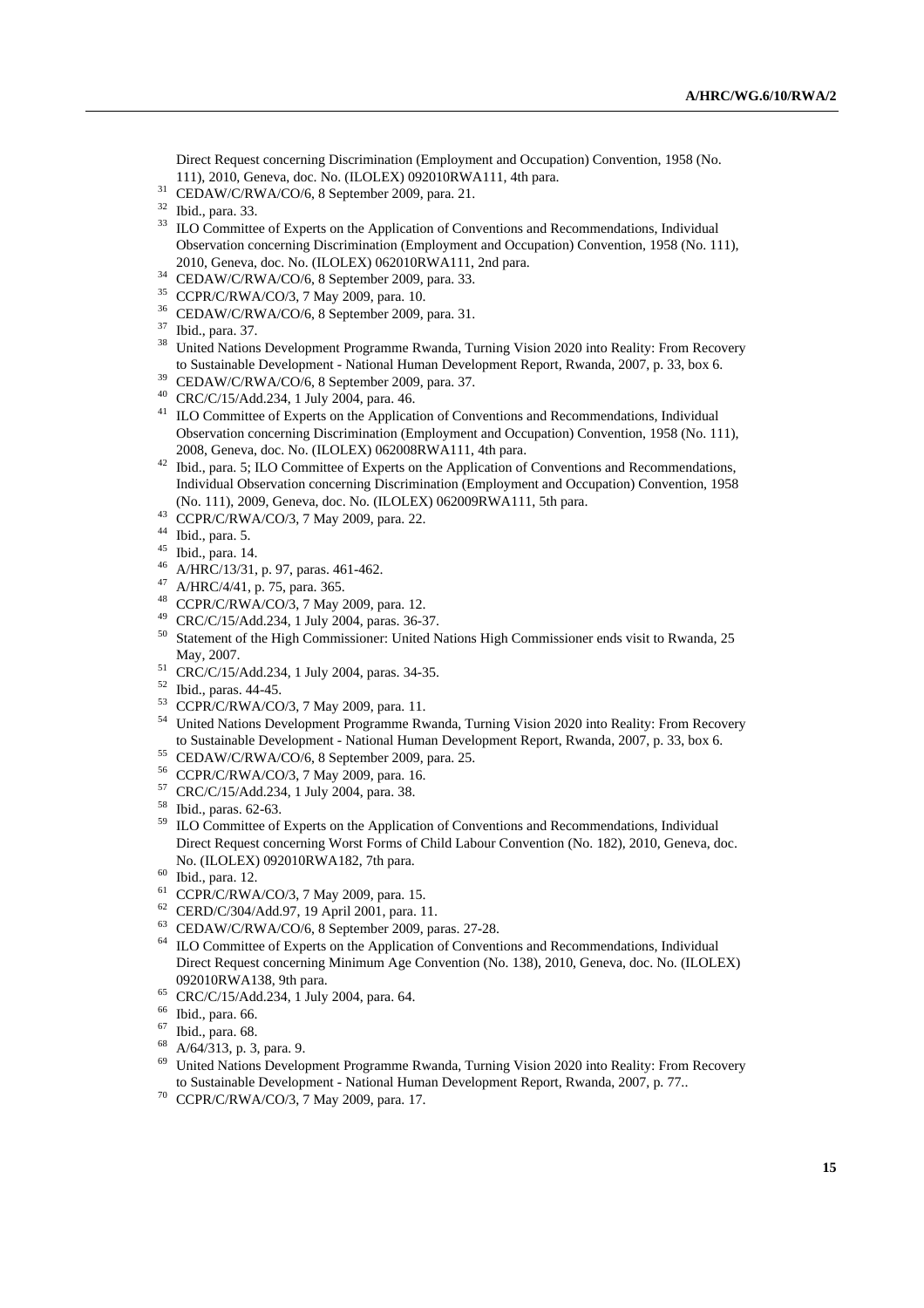Direct Request concerning Discrimination (Employment and Occupation) Convention, 1958 (No. 111), 2010, Geneva, doc. No. (ILOLEX) 092010RWA111, 4th para.

[31] CEDAW/C/RWA/CO/6, 8 September 2009, para. 21.

[32] Ibid., para. 33.

[33] ILO Committee of Experts on the Application of Conventions and Recommendations, Individual Observation concerning Discrimination (Employment and Occupation) Convention, 1958 (No. 111), 2010, Geneva, doc. No. (ILOLEX) 062010RWA111, 2nd para.

[34] CEDAW/C/RWA/CO/6, 8 September 2009, para. 33.

[35] CCPR/C/RWA/CO/3, 7 May 2009, para. 10.

[36] CEDAW/C/RWA/CO/6, 8 September 2009, para. 31.

[37] Ibid., para. 37.

[38] United Nations Development Programme Rwanda, Turning Vision 2020 into Reality: From Recovery to Sustainable Development - National Human Development Report, Rwanda, 2007, p. 33, box 6.

[39] CEDAW/C/RWA/CO/6, 8 September 2009, para. 37.

[40] CRC/C/15/Add.234, 1 July 2004, para. 46.

[41] ILO Committee of Experts on the Application of Conventions and Recommendations, Individual Observation concerning Discrimination (Employment and Occupation) Convention, 1958 (No. 111), 2008, Geneva, doc. No. (ILOLEX) 062008RWA111, 4th para.

[42] Ibid., para. 5; ILO Committee of Experts on the Application of Conventions and Recommendations, Individual Observation concerning Discrimination (Employment and Occupation) Convention, 1958 (No. 111), 2009, Geneva, doc. No. (ILOLEX) 062009RWA111, 5th para.

[43] CCPR/C/RWA/CO/3, 7 May 2009, para. 22.

[44] Ibid., para. 5.

[45] Ibid., para. 14.

[46] A/HRC/13/31, p. 97, paras. 461-462.

[47] A/HRC/4/41, p. 75, para. 365.

[48] CCPR/C/RWA/CO/3, 7 May 2009, para. 12.

[49] CRC/C/15/Add.234, 1 July 2004, paras. 36-37.

[50] Statement of the High Commissioner: United Nations High Commissioner ends visit to Rwanda, 25 May, 2007.

[51] CRC/C/15/Add.234, 1 July 2004, paras. 34-35.

[52] Ibid., paras. 44-45.

[53] CCPR/C/RWA/CO/3, 7 May 2009, para. 11.

[54] United Nations Development Programme Rwanda, Turning Vision 2020 into Reality: From Recovery to Sustainable Development - National Human Development Report, Rwanda, 2007, p. 33, box 6.

[55] CEDAW/C/RWA/CO/6, 8 September 2009, para. 25.

[56] CCPR/C/RWA/CO/3, 7 May 2009, para. 16.

[57] CRC/C/15/Add.234, 1 July 2004, para. 38.

[58] Ibid., paras. 62-63.

[59] ILO Committee of Experts on the Application of Conventions and Recommendations, Individual Direct Request concerning Worst Forms of Child Labour Convention (No. 182), 2010, Geneva, doc. No. (ILOLEX) 092010RWA182, 7th para.

[60] Ibid., para. 12.

[61] CCPR/C/RWA/CO/3, 7 May 2009, para. 15.

[62] CERD/C/304/Add.97, 19 April 2001, para. 11.

[63] CEDAW/C/RWA/CO/6, 8 September 2009, paras. 27-28.

[64] ILO Committee of Experts on the Application of Conventions and Recommendations, Individual Direct Request concerning Minimum Age Convention (No. 138), 2010, Geneva, doc. No. (ILOLEX) 092010RWA138, 9th para.

[65] CRC/C/15/Add.234, 1 July 2004, para. 64.

[66] Ibid., para. 66.

[67] Ibid., para. 68.

[68] A/64/313, p. 3, para. 9.

[69] United Nations Development Programme Rwanda, Turning Vision 2020 into Reality: From Recovery to Sustainable Development - National Human Development Report, Rwanda, 2007, p. 77..

[70] CCPR/C/RWA/CO/3, 7 May 2009, para. 17.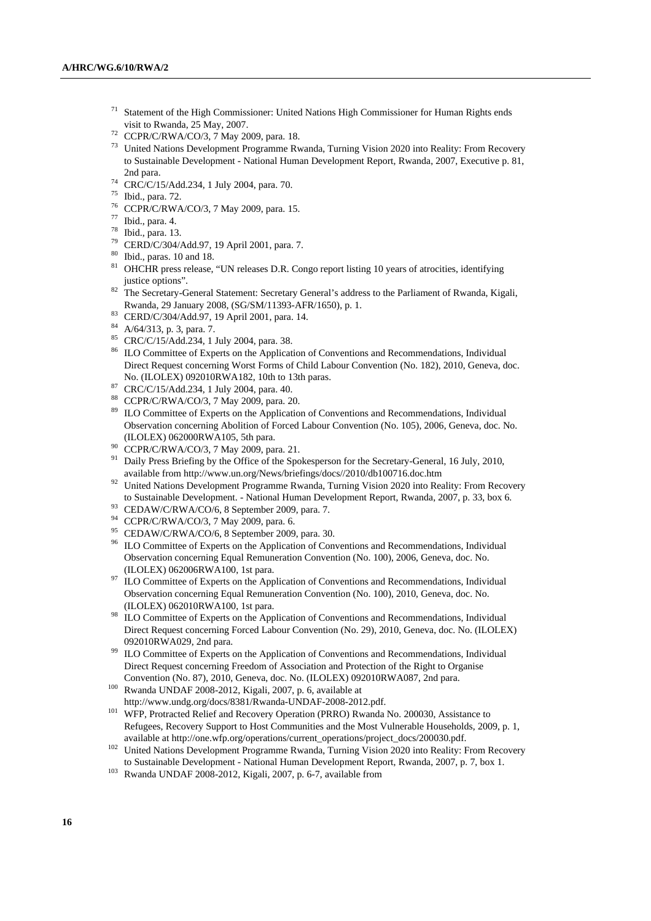[71] Statement of the High Commissioner: United Nations High Commissioner for Human Rights ends visit to Rwanda, 25 May, 2007.

[72] CCPR/C/RWA/CO/3, 7 May 2009, para. 18.

[73] United Nations Development Programme Rwanda, Turning Vision 2020 into Reality: From Recovery to Sustainable Development - National Human Development Report, Rwanda, 2007, Executive p. 81, 2nd para.

[74] CRC/C/15/Add.234, 1 July 2004, para. 70.

[75] Ibid., para. 72.

[76] CCPR/C/RWA/CO/3, 7 May 2009, para. 15.

[77] Ibid., para. 4.

[78] Ibid., para. 13.

[79] CERD/C/304/Add.97, 19 April 2001, para. 7.

[80] Ibid., paras. 10 and 18.

[81] OHCHR press release, "UN releases D.R. Congo report listing 10 years of atrocities, identifying justice options".

[82] The Secretary-General Statement: Secretary General's address to the Parliament of Rwanda, Kigali, Rwanda, 29 January 2008, (SG/SM/11393-AFR/1650), p. 1.

[83] CERD/C/304/Add.97, 19 April 2001, para. 14.

[84] A/64/313, p. 3, para. 7.

[85] CRC/C/15/Add.234, 1 July 2004, para. 38.

[86] ILO Committee of Experts on the Application of Conventions and Recommendations, Individual Direct Request concerning Worst Forms of Child Labour Convention (No. 182), 2010, Geneva, doc. No. (ILOLEX) 092010RWA182, 10th to 13th paras.

[87] CRC/C/15/Add.234, 1 July 2004, para. 40.

[88] CCPR/C/RWA/CO/3, 7 May 2009, para. 20.

[89] ILO Committee of Experts on the Application of Conventions and Recommendations, Individual Observation concerning Abolition of Forced Labour Convention (No. 105), 2006, Geneva, doc. No. (ILOLEX) 062000RWA105, 5th para.

[90] CCPR/C/RWA/CO/3, 7 May 2009, para. 21.

[91] Daily Press Briefing by the Office of the Spokesperson for the Secretary-General, 16 July, 2010, available from http://www.un.org/News/briefings/docs//2010/db100716.doc.htm

[92] United Nations Development Programme Rwanda, Turning Vision 2020 into Reality: From Recovery to Sustainable Development. - National Human Development Report, Rwanda, 2007, p. 33, box 6.

[93] CEDAW/C/RWA/CO/6, 8 September 2009, para. 7.

[94] CCPR/C/RWA/CO/3, 7 May 2009, para. 6.

[95] CEDAW/C/RWA/CO/6, 8 September 2009, para. 30.

[96] ILO Committee of Experts on the Application of Conventions and Recommendations, Individual Observation concerning Equal Remuneration Convention (No. 100), 2006, Geneva, doc. No. (ILOLEX) 062006RWA100, 1st para.

[97] ILO Committee of Experts on the Application of Conventions and Recommendations, Individual Observation concerning Equal Remuneration Convention (No. 100), 2010, Geneva, doc. No. (ILOLEX) 062010RWA100, 1st para.

[98] ILO Committee of Experts on the Application of Conventions and Recommendations, Individual Direct Request concerning Forced Labour Convention (No. 29), 2010, Geneva, doc. No. (ILOLEX) 092010RWA029, 2nd para.

[99] ILO Committee of Experts on the Application of Conventions and Recommendations, Individual Direct Request concerning Freedom of Association and Protection of the Right to Organise Convention (No. 87), 2010, Geneva, doc. No. (ILOLEX) 092010RWA087, 2nd para.

[100] Rwanda UNDAF 2008-2012, Kigali, 2007, p. 6, available at http://www.undg.org/docs/8381/Rwanda-UNDAF-2008-2012.pdf.

[101] WFP, Protracted Relief and Recovery Operation (PRRO) Rwanda No. 200030, Assistance to Refugees, Recovery Support to Host Communities and the Most Vulnerable Households, 2009, p. 1, available at http://one.wfp.org/operations/current_operations/project_docs/200030.pdf.

[102] United Nations Development Programme Rwanda, Turning Vision 2020 into Reality: From Recovery to Sustainable Development - National Human Development Report, Rwanda, 2007, p. 7, box 1.

[103] Rwanda UNDAF 2008-2012, Kigali, 2007, p. 6-7, available from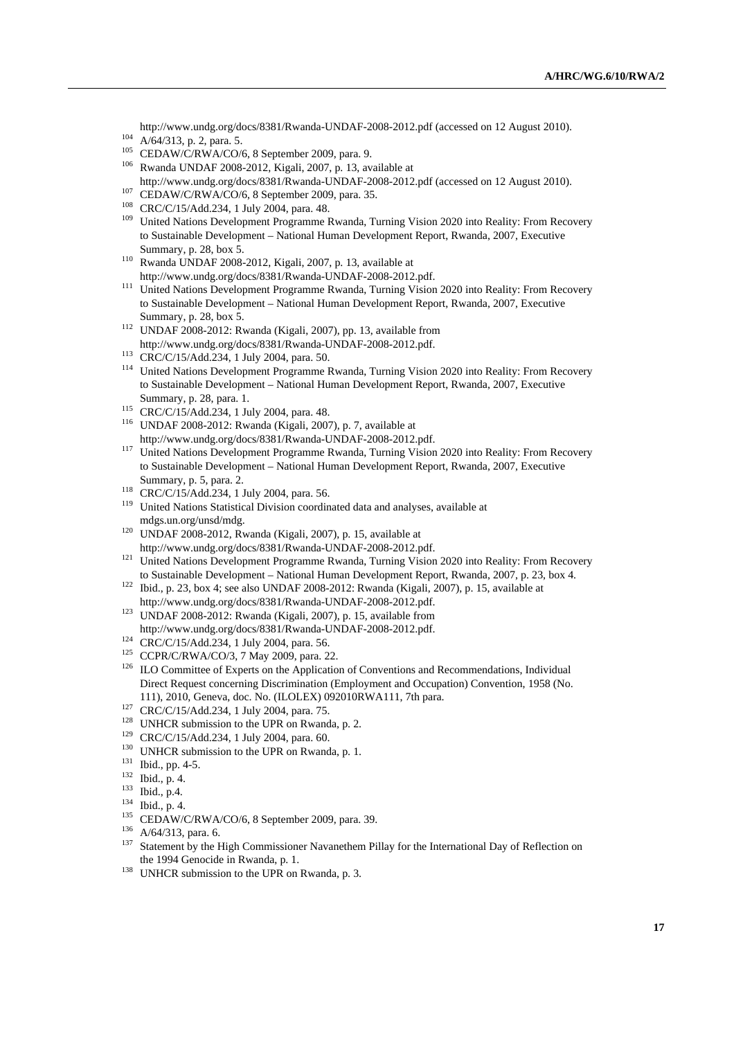http://www.undg.org/docs/8381/Rwanda-UNDAF-2008-2012.pdf (accessed on 12 August 2010).

[104] A/64/313, p. 2, para. 5.

[105] CEDAW/C/RWA/CO/6, 8 September 2009, para. 9.

[106] Rwanda UNDAF 2008-2012, Kigali, 2007, p. 13, available at http://www.undg.org/docs/8381/Rwanda-UNDAF-2008-2012.pdf (accessed on 12 August 2010).

[107] CEDAW/C/RWA/CO/6, 8 September 2009, para. 35.

[108] CRC/C/15/Add.234, 1 July 2004, para. 48.

[109] United Nations Development Programme Rwanda, Turning Vision 2020 into Reality: From Recovery to Sustainable Development – National Human Development Report, Rwanda, 2007, Executive Summary, p. 28, box 5.

[110] Rwanda UNDAF 2008-2012, Kigali, 2007, p. 13, available at http://www.undg.org/docs/8381/Rwanda-UNDAF-2008-2012.pdf.

[111] United Nations Development Programme Rwanda, Turning Vision 2020 into Reality: From Recovery to Sustainable Development – National Human Development Report, Rwanda, 2007, Executive Summary, p. 28, box 5.

[112] UNDAF 2008-2012: Rwanda (Kigali, 2007), pp. 13, available from http://www.undg.org/docs/8381/Rwanda-UNDAF-2008-2012.pdf.

[113] CRC/C/15/Add.234, 1 July 2004, para. 50.

[114] United Nations Development Programme Rwanda, Turning Vision 2020 into Reality: From Recovery to Sustainable Development – National Human Development Report, Rwanda, 2007, Executive Summary, p. 28, para. 1.

[115] CRC/C/15/Add.234, 1 July 2004, para. 48.

[116] UNDAF 2008-2012: Rwanda (Kigali, 2007), p. 7, available at http://www.undg.org/docs/8381/Rwanda-UNDAF-2008-2012.pdf.

[117] United Nations Development Programme Rwanda, Turning Vision 2020 into Reality: From Recovery to Sustainable Development – National Human Development Report, Rwanda, 2007, Executive Summary, p. 5, para. 2.

[118] CRC/C/15/Add.234, 1 July 2004, para. 56.

[119] United Nations Statistical Division coordinated data and analyses, available at mdgs.un.org/unsd/mdg.

[120] UNDAF 2008-2012, Rwanda (Kigali, 2007), p. 15, available at http://www.undg.org/docs/8381/Rwanda-UNDAF-2008-2012.pdf.

[121] United Nations Development Programme Rwanda, Turning Vision 2020 into Reality: From Recovery to Sustainable Development – National Human Development Report, Rwanda, 2007, p. 23, box 4.

[122] Ibid., p. 23, box 4; see also UNDAF 2008-2012: Rwanda (Kigali, 2007), p. 15, available at http://www.undg.org/docs/8381/Rwanda-UNDAF-2008-2012.pdf.

[123] UNDAF 2008-2012: Rwanda (Kigali, 2007), p. 15, available from http://www.undg.org/docs/8381/Rwanda-UNDAF-2008-2012.pdf.

[124] CRC/C/15/Add.234, 1 July 2004, para. 56.

[125] CCPR/C/RWA/CO/3, 7 May 2009, para. 22.

[126] ILO Committee of Experts on the Application of Conventions and Recommendations, Individual Direct Request concerning Discrimination (Employment and Occupation) Convention, 1958 (No. 111), 2010, Geneva, doc. No. (ILOLEX) 092010RWA111, 7th para.

[127] CRC/C/15/Add.234, 1 July 2004, para. 75.

[128] UNHCR submission to the UPR on Rwanda, p. 2.

[129] CRC/C/15/Add.234, 1 July 2004, para. 60.

[130] UNHCR submission to the UPR on Rwanda, p. 1.

[131] Ibid., pp. 4-5.

[132] Ibid., p. 4.

[133] Ibid., p.4.

[134] Ibid., p. 4.

[135] CEDAW/C/RWA/CO/6, 8 September 2009, para. 39.

[136] A/64/313, para. 6.

[137] Statement by the High Commissioner Navanethem Pillay for the International Day of Reflection on the 1994 Genocide in Rwanda, p. 1.

[138] UNHCR submission to the UPR on Rwanda, p. 3.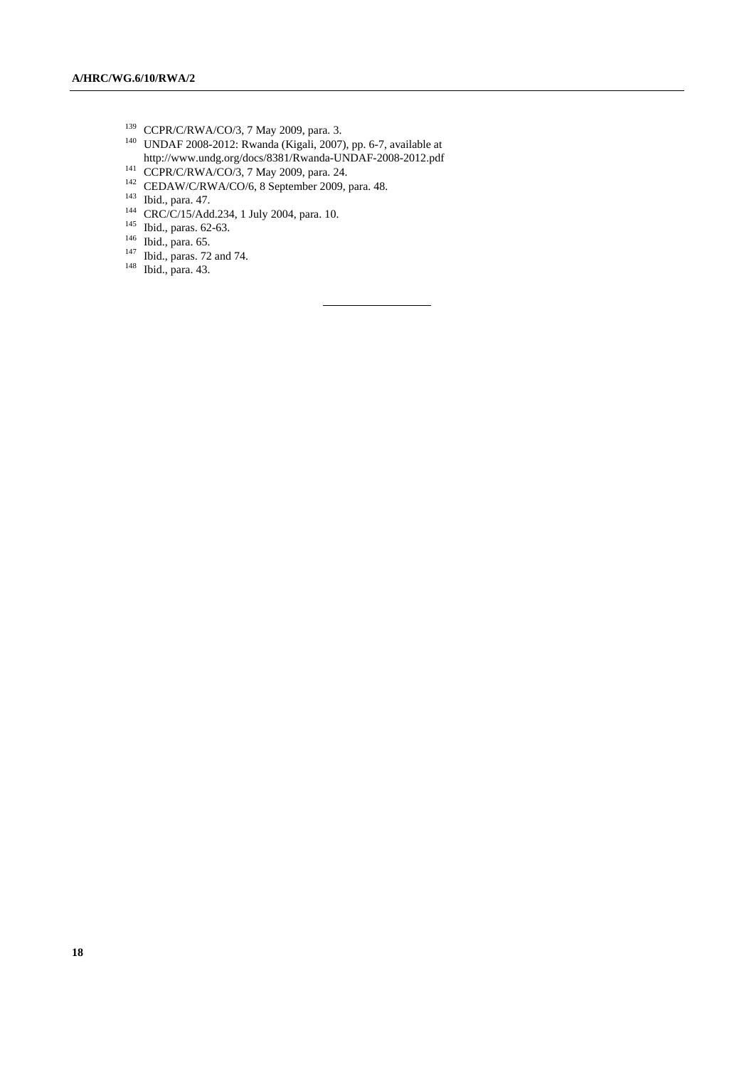[139] CCPR/C/RWA/CO/3, 7 May 2009, para. 3.

[140] UNDAF 2008-2012: Rwanda (Kigali, 2007), pp. 6-7, available at http://www.undg.org/docs/8381/Rwanda-UNDAF-2008-2012.pdf

[141] CCPR/C/RWA/CO/3, 7 May 2009, para. 24.

[142] CEDAW/C/RWA/CO/6, 8 September 2009, para. 48.

[143] Ibid., para. 47.

[144] CRC/C/15/Add.234, 1 July 2004, para. 10.

[145] Ibid., paras. 62-63.

[146] Ibid., para. 65.

[147] Ibid., paras. 72 and 74.

[148] Ibid., para. 43.